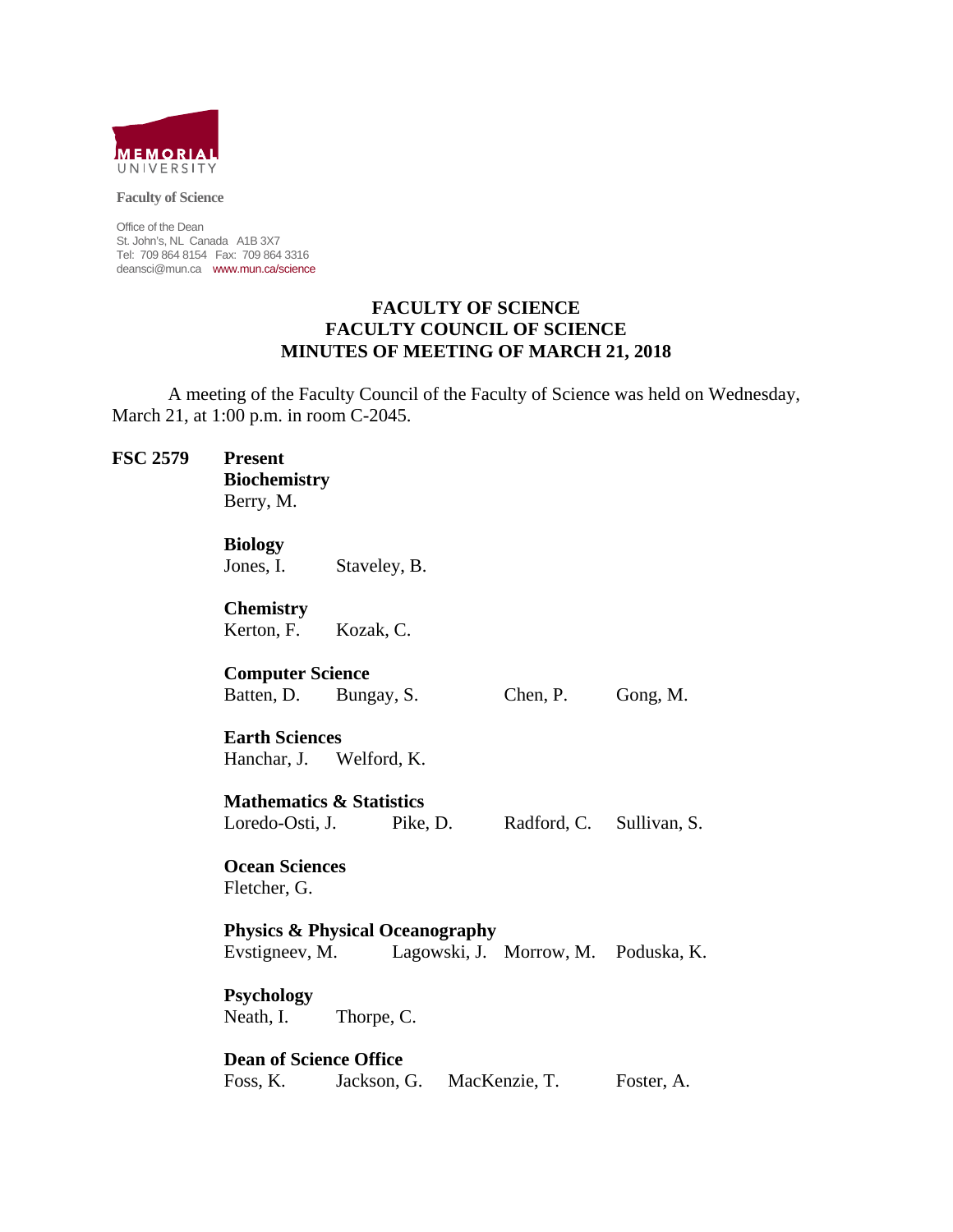MEMORIAL UNIVERSITY

**Faculty of Science**

Office of the Dean
St. John's, NL Canada A1B 3X7
Tel: 709 864 8154 Fax: 709 864 3316
deansci@mun.ca www.mun.ca/science

# FACULTY OF SCIENCE
## FACULTY COUNCIL OF SCIENCE
## MINUTES OF MEETING OF MARCH 21, 2018

A meeting of the Faculty Council of the Faculty of Science was held on Wednesday, March 21, at 1:00 p.m. in room C-2045.

**FSC 2579** **Present**

**Biochemistry**
Berry, M.

**Biology**
Jones, I. Staveley, B.

**Chemistry**
Kerton, F. Kozak, C.

**Computer Science**
Batten, D. Bungay, S. Chen, P. Gong, M.

**Earth Sciences**
Hanchar, J. Welford, K.

**Mathematics & Statistics**
Loredo-Osti, J. Pike, D. Radford, C. Sullivan, S.

**Ocean Sciences**
Fletcher, G.

**Physics & Physical Oceanography**
Evstigneev, M. Lagowski, J. Morrow, M. Poduska, K.

**Psychology**
Neath, I. Thorpe, C.

**Dean of Science Office**
Foss, K. Jackson, G. MacKenzie, T. Foster, A.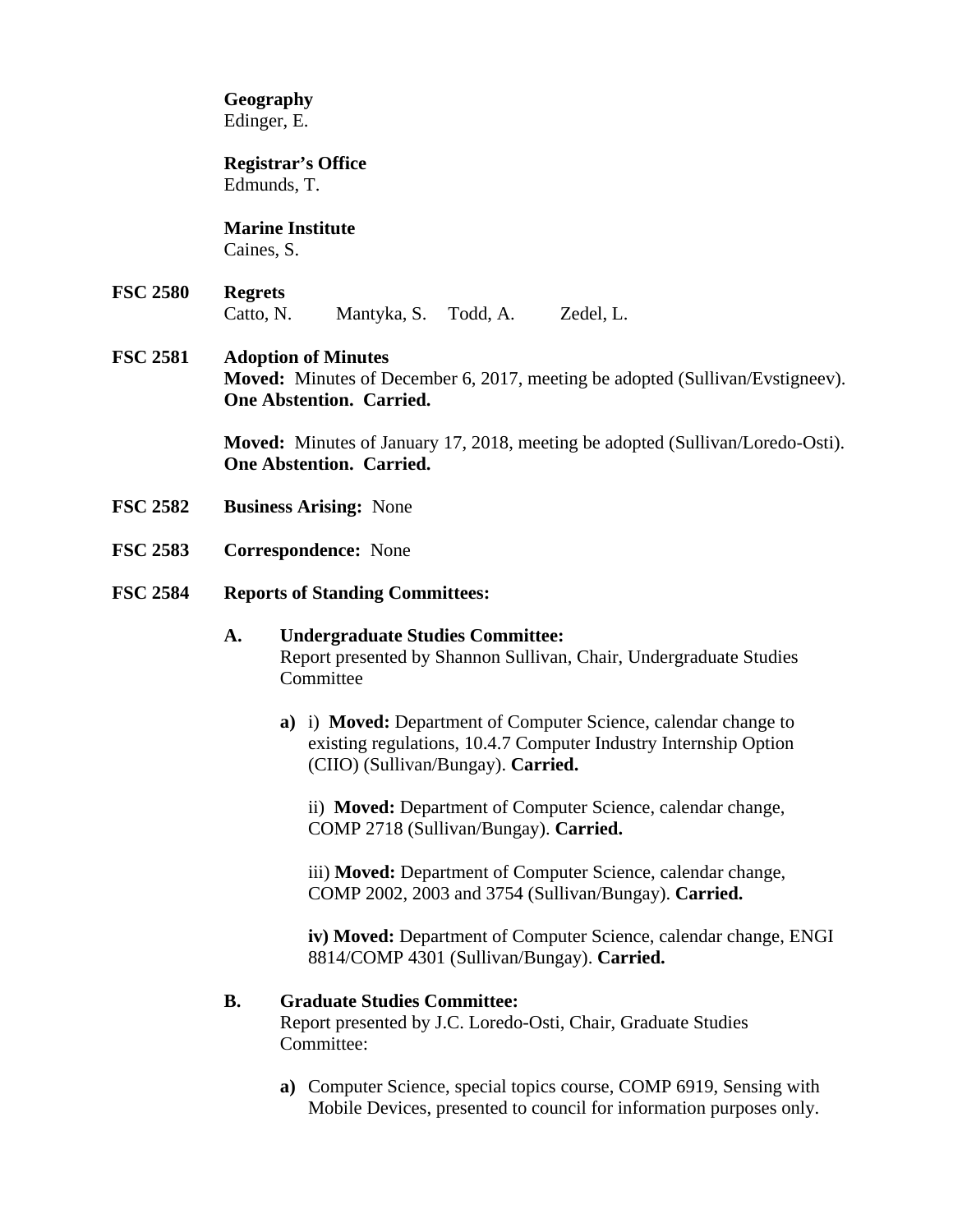**Geography**
Edinger, E.

**Registrar's Office**
Edmunds, T.

**Marine Institute**
Caines, S.

**FSC 2580** **Regrets**
Catto, N. Mantyka, S. Todd, A. Zedel, L.

**FSC 2581** **Adoption of Minutes**
**Moved:** Minutes of December 6, 2017, meeting be adopted (Sullivan/Evstigneev). **One Abstention. Carried.**

**Moved:** Minutes of January 17, 2018, meeting be adopted (Sullivan/Loredo-Osti). **One Abstention. Carried.**

**FSC 2582** **Business Arising:** None

**FSC 2583** **Correspondence:** None

**FSC 2584** **Reports of Standing Committees:**

**A. Undergraduate Studies Committee:**
Report presented by Shannon Sullivan, Chair, Undergraduate Studies Committee

**a)** i) **Moved:** Department of Computer Science, calendar change to existing regulations, 10.4.7 Computer Industry Internship Option (CIIO) (Sullivan/Bungay). **Carried.**

ii) **Moved:** Department of Computer Science, calendar change, COMP 2718 (Sullivan/Bungay). **Carried.**

iii) **Moved:** Department of Computer Science, calendar change, COMP 2002, 2003 and 3754 (Sullivan/Bungay). **Carried.**

**iv) Moved:** Department of Computer Science, calendar change, ENGI 8814/COMP 4301 (Sullivan/Bungay). **Carried.**

**B. Graduate Studies Committee:**
Report presented by J.C. Loredo-Osti, Chair, Graduate Studies Committee:

**a)** Computer Science, special topics course, COMP 6919, Sensing with Mobile Devices, presented to council for information purposes only.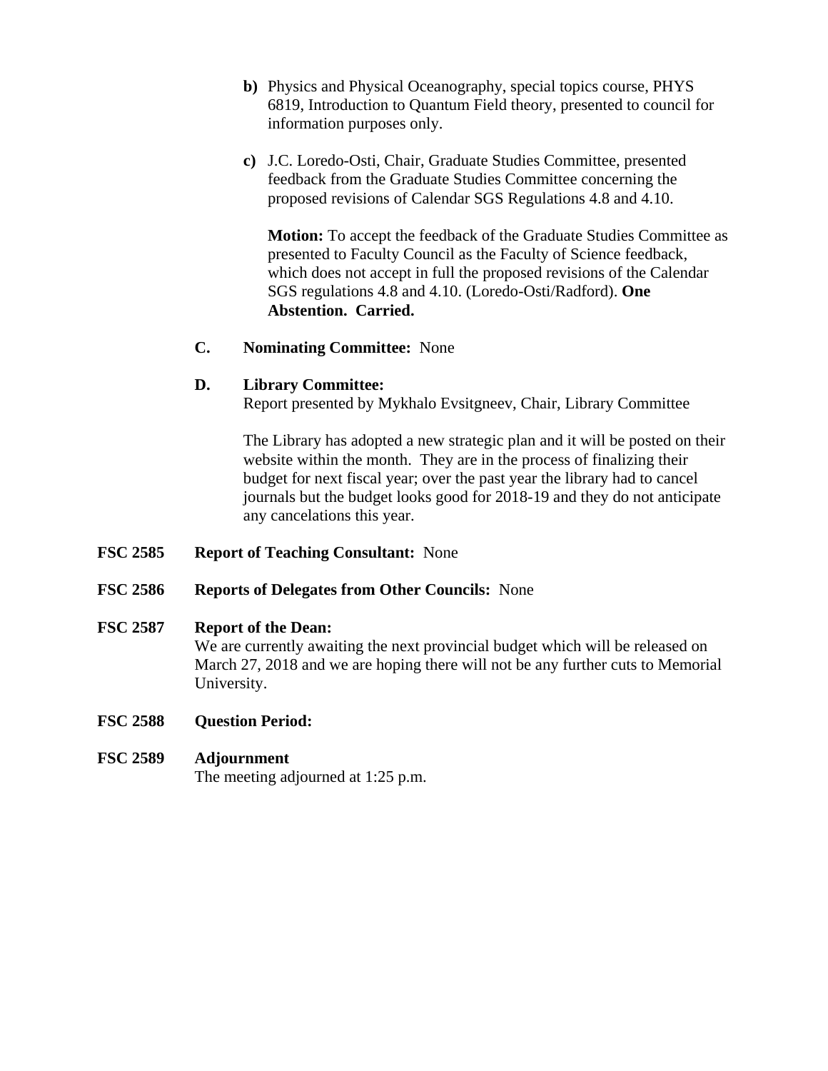**b)** Physics and Physical Oceanography, special topics course, PHYS 6819, Introduction to Quantum Field theory, presented to council for information purposes only.

**c)** J.C. Loredo-Osti, Chair, Graduate Studies Committee, presented feedback from the Graduate Studies Committee concerning the proposed revisions of Calendar SGS Regulations 4.8 and 4.10.

**Motion:** To accept the feedback of the Graduate Studies Committee as presented to Faculty Council as the Faculty of Science feedback, which does not accept in full the proposed revisions of the Calendar SGS regulations 4.8 and 4.10. (Loredo-Osti/Radford). **One Abstention. Carried.**

**C. Nominating Committee:** None

**D. Library Committee:**
Report presented by Mykhalo Evsitgneev, Chair, Library Committee

The Library has adopted a new strategic plan and it will be posted on their website within the month. They are in the process of finalizing their budget for next fiscal year; over the past year the library had to cancel journals but the budget looks good for 2018-19 and they do not anticipate any cancelations this year.

**FSC 2585 Report of Teaching Consultant:** None

**FSC 2586 Reports of Delegates from Other Councils:** None

**FSC 2587 Report of the Dean:**
We are currently awaiting the next provincial budget which will be released on March 27, 2018 and we are hoping there will not be any further cuts to Memorial University.

**FSC 2588 Question Period:**

**FSC 2589 Adjournment**
The meeting adjourned at 1:25 p.m.